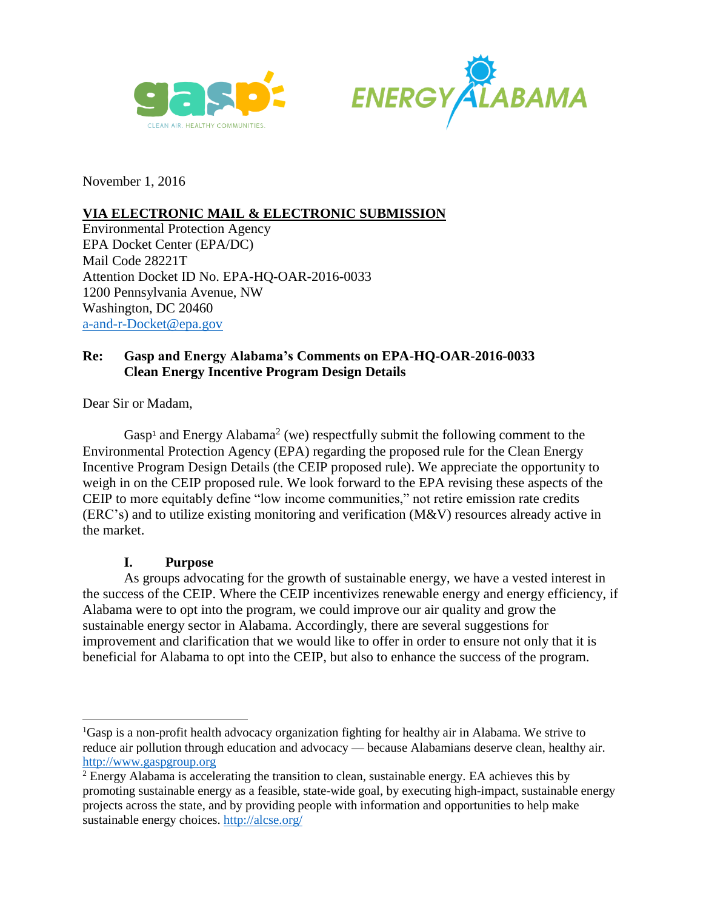November 1, 2016

**VIA ELECTRONIC MAIL & ELECTRONIC SUBMISSION**

Environmental Protection Agency
EPA Docket Center (EPA/DC)
Mail Code 28221T
Attention Docket ID No. EPA-HQ-OAR-2016-0033
1200 Pennsylvania Avenue, NW
Washington, DC 20460
a-and-r-Docket@epa.gov

**Re: Gasp and Energy Alabama's Comments on EPA-HQ-OAR-2016-0033 Clean Energy Incentive Program Design Details**

Dear Sir or Madam,

Gasp[1] and Energy Alabama[2] (we) respectfully submit the following comment to the Environmental Protection Agency (EPA) regarding the proposed rule for the Clean Energy Incentive Program Design Details (the CEIP proposed rule). We appreciate the opportunity to weigh in on the CEIP proposed rule. We look forward to the EPA revising these aspects of the CEIP to more equitably define "low income communities," not retire emission rate credits (ERC's) and to utilize existing monitoring and verification (M&V) resources already active in the market.

## I. Purpose

As groups advocating for the growth of sustainable energy, we have a vested interest in the success of the CEIP. Where the CEIP incentivizes renewable energy and energy efficiency, if Alabama were to opt into the program, we could improve our air quality and grow the sustainable energy sector in Alabama. Accordingly, there are several suggestions for improvement and clarification that we would like to offer in order to ensure not only that it is beneficial for Alabama to opt into the CEIP, but also to enhance the success of the program.

---

[1] Gasp is a non-profit health advocacy organization fighting for healthy air in Alabama. We strive to reduce air pollution through education and advocacy — because Alabamians deserve clean, healthy air. http://www.gaspgroup.org

[2] Energy Alabama is accelerating the transition to clean, sustainable energy. EA achieves this by promoting sustainable energy as a feasible, state-wide goal, by executing high-impact, sustainable energy projects across the state, and by providing people with information and opportunities to help make sustainable energy choices. http://alcse.org/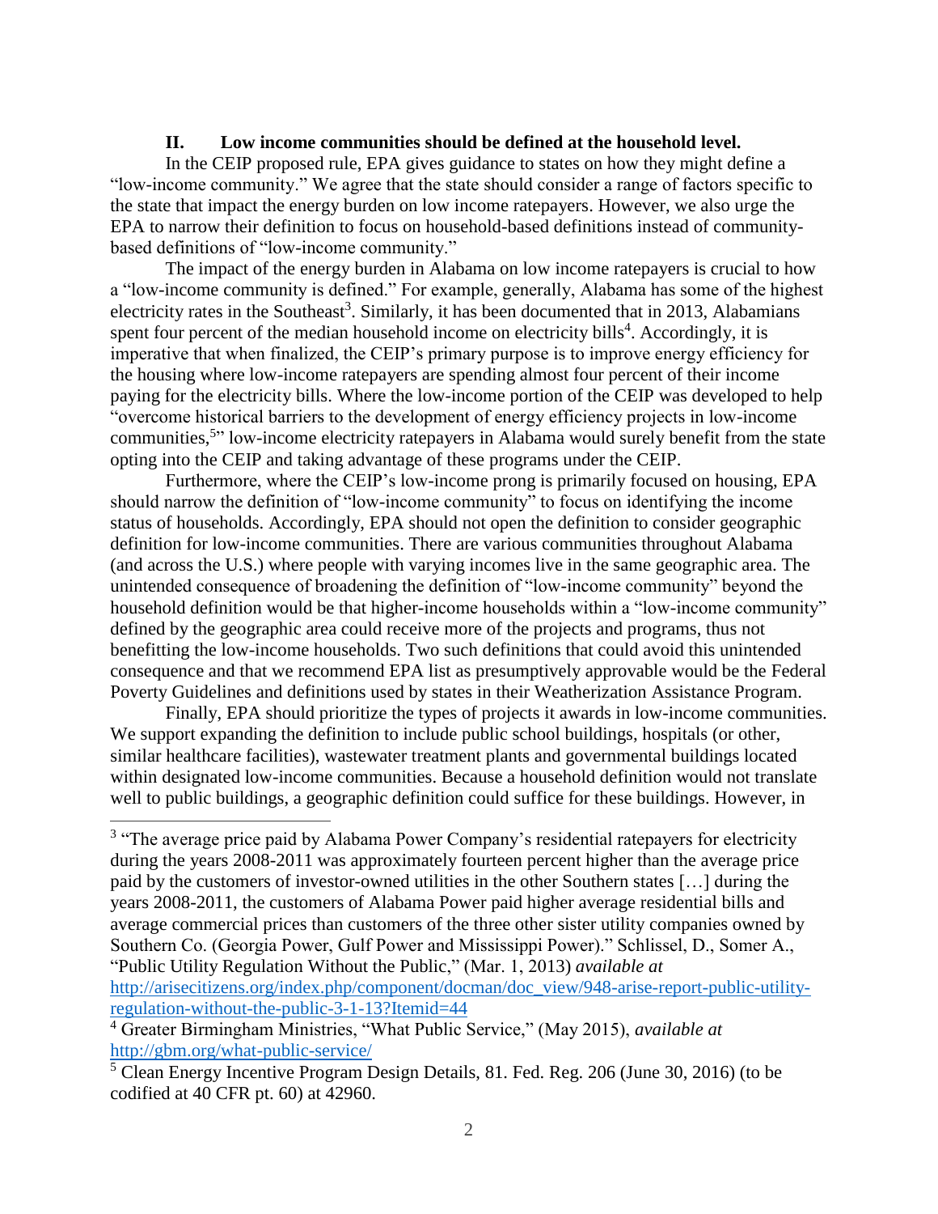## II. Low income communities should be defined at the household level.

In the CEIP proposed rule, EPA gives guidance to states on how they might define a "low-income community." We agree that the state should consider a range of factors specific to the state that impact the energy burden on low income ratepayers. However, we also urge the EPA to narrow their definition to focus on household-based definitions instead of community-based definitions of "low-income community."

The impact of the energy burden in Alabama on low income ratepayers is crucial to how a "low-income community is defined." For example, generally, Alabama has some of the highest electricity rates in the Southeast[3]. Similarly, it has been documented that in 2013, Alabamians spent four percent of the median household income on electricity bills[4]. Accordingly, it is imperative that when finalized, the CEIP's primary purpose is to improve energy efficiency for the housing where low-income ratepayers are spending almost four percent of their income paying for the electricity bills. Where the low-income portion of the CEIP was developed to help "overcome historical barriers to the development of energy efficiency projects in low-income communities,[5]" low-income electricity ratepayers in Alabama would surely benefit from the state opting into the CEIP and taking advantage of these programs under the CEIP.

Furthermore, where the CEIP's low-income prong is primarily focused on housing, EPA should narrow the definition of "low-income community" to focus on identifying the income status of households. Accordingly, EPA should not open the definition to consider geographic definition for low-income communities. There are various communities throughout Alabama (and across the U.S.) where people with varying incomes live in the same geographic area. The unintended consequence of broadening the definition of "low-income community" beyond the household definition would be that higher-income households within a "low-income community" defined by the geographic area could receive more of the projects and programs, thus not benefitting the low-income households. Two such definitions that could avoid this unintended consequence and that we recommend EPA list as presumptively approvable would be the Federal Poverty Guidelines and definitions used by states in their Weatherization Assistance Program.

Finally, EPA should prioritize the types of projects it awards in low-income communities. We support expanding the definition to include public school buildings, hospitals (or other, similar healthcare facilities), wastewater treatment plants and governmental buildings located within designated low-income communities. Because a household definition would not translate well to public buildings, a geographic definition could suffice for these buildings. However, in

---

[3] "The average price paid by Alabama Power Company's residential ratepayers for electricity during the years 2008-2011 was approximately fourteen percent higher than the average price paid by the customers of investor-owned utilities in the other Southern states […] during the years 2008-2011, the customers of Alabama Power paid higher average residential bills and average commercial prices than customers of the three other sister utility companies owned by Southern Co. (Georgia Power, Gulf Power and Mississippi Power)." Schlissel, D., Somer A., "Public Utility Regulation Without the Public," (Mar. 1, 2013) *available at* http://arisecitizens.org/index.php/component/docman/doc_view/948-arise-report-public-utility-regulation-without-the-public-3-1-13?Itemid=44

[4] Greater Birmingham Ministries, "What Public Service," (May 2015), *available at* http://gbm.org/what-public-service/

[5] Clean Energy Incentive Program Design Details, 81. Fed. Reg. 206 (June 30, 2016) (to be codified at 40 CFR pt. 60) at 42960.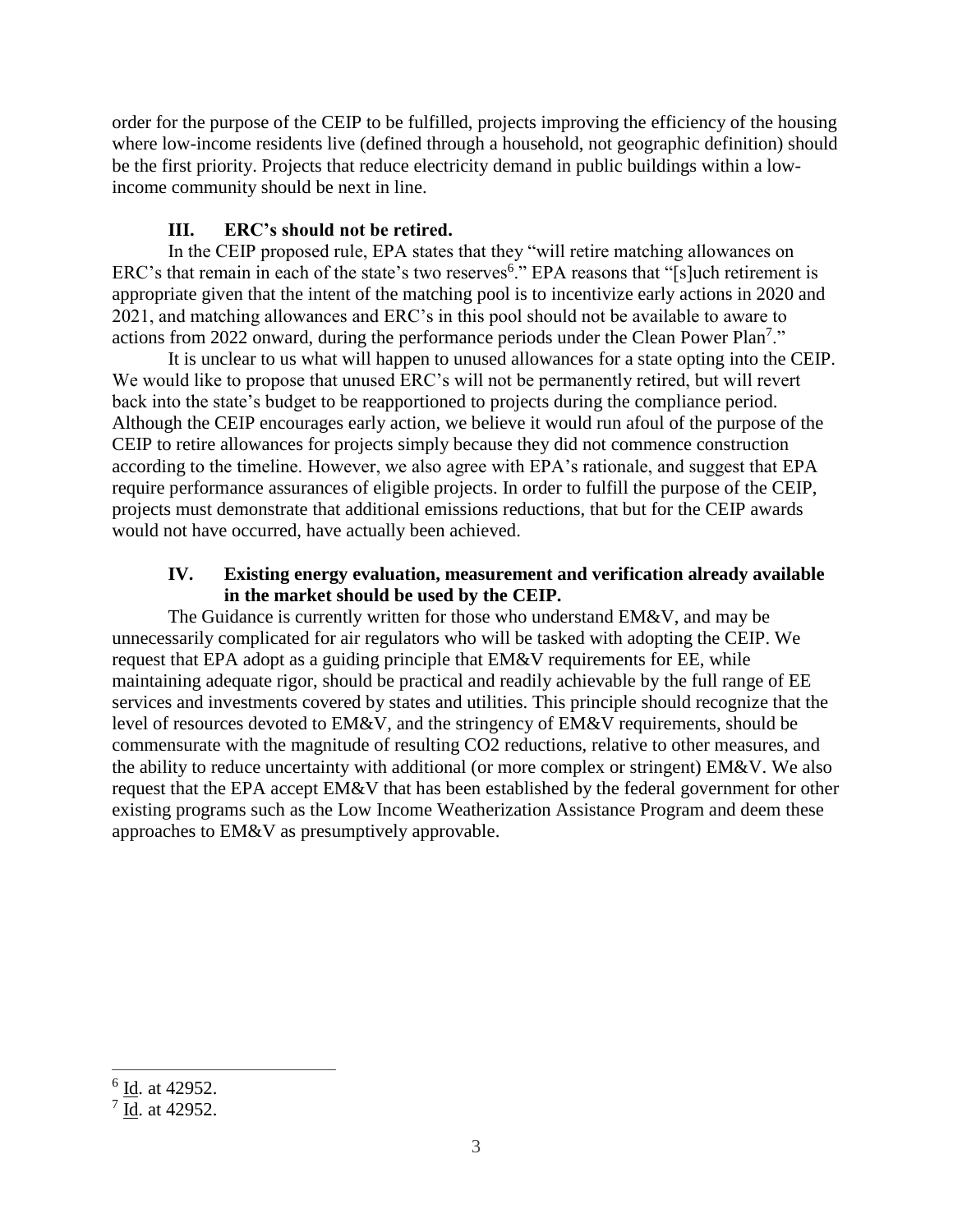order for the purpose of the CEIP to be fulfilled, projects improving the efficiency of the housing where low-income residents live (defined through a household, not geographic definition) should be the first priority. Projects that reduce electricity demand in public buildings within a low-income community should be next in line.

## III. ERC's should not be retired.

In the CEIP proposed rule, EPA states that they "will retire matching allowances on ERC's that remain in each of the state's two reserves[6]." EPA reasons that "[s]uch retirement is appropriate given that the intent of the matching pool is to incentivize early actions in 2020 and 2021, and matching allowances and ERC's in this pool should not be available to aware to actions from 2022 onward, during the performance periods under the Clean Power Plan[7]."

It is unclear to us what will happen to unused allowances for a state opting into the CEIP. We would like to propose that unused ERC's will not be permanently retired, but will revert back into the state's budget to be reapportioned to projects during the compliance period. Although the CEIP encourages early action, we believe it would run afoul of the purpose of the CEIP to retire allowances for projects simply because they did not commence construction according to the timeline. However, we also agree with EPA's rationale, and suggest that EPA require performance assurances of eligible projects. In order to fulfill the purpose of the CEIP, projects must demonstrate that additional emissions reductions, that but for the CEIP awards would not have occurred, have actually been achieved.

## IV. Existing energy evaluation, measurement and verification already available in the market should be used by the CEIP.

The Guidance is currently written for those who understand EM&V, and may be unnecessarily complicated for air regulators who will be tasked with adopting the CEIP. We request that EPA adopt as a guiding principle that EM&V requirements for EE, while maintaining adequate rigor, should be practical and readily achievable by the full range of EE services and investments covered by states and utilities. This principle should recognize that the level of resources devoted to EM&V, and the stringency of EM&V requirements, should be commensurate with the magnitude of resulting $CO_2$ reductions, relative to other measures, and the ability to reduce uncertainty with additional (or more complex or stringent) EM&V. We also request that the EPA accept EM&V that has been established by the federal government for other existing programs such as the Low Income Weatherization Assistance Program and deem these approaches to EM&V as presumptively approvable.

---

[6] Id. at 42952.

[7] Id. at 42952.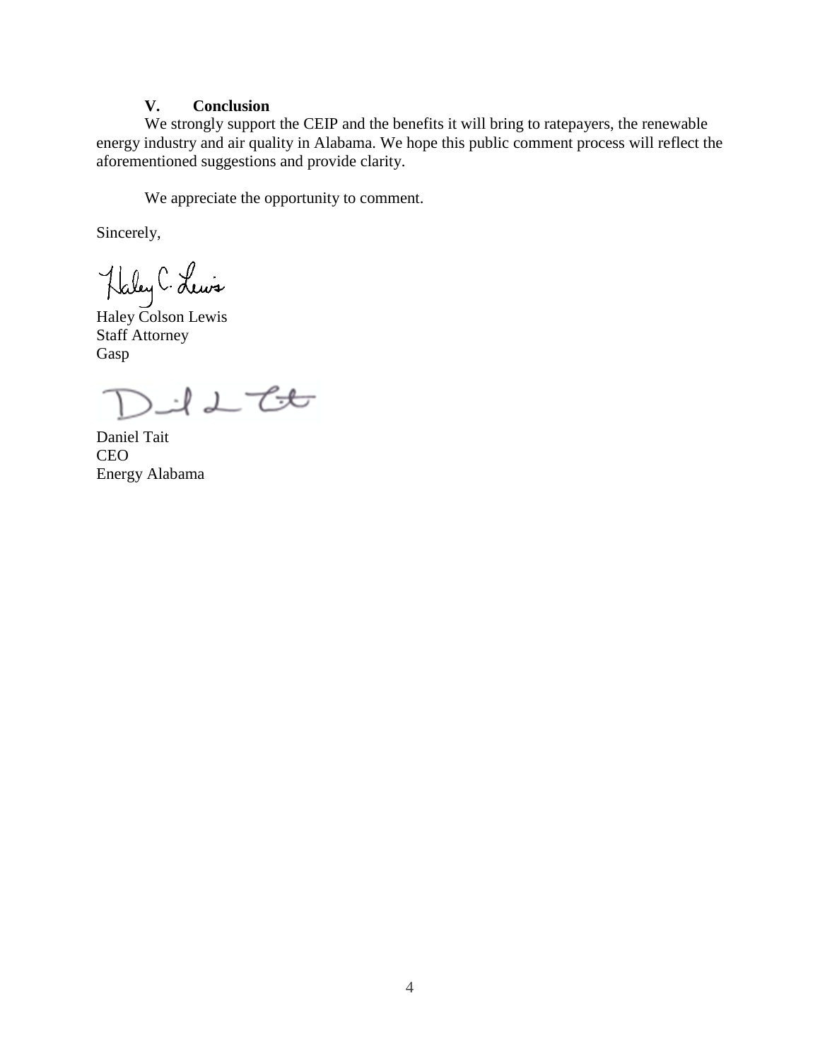## V. Conclusion

We strongly support the CEIP and the benefits it will bring to ratepayers, the renewable energy industry and air quality in Alabama. We hope this public comment process will reflect the aforementioned suggestions and provide clarity.

We appreciate the opportunity to comment.

Sincerely,

Haley Colson Lewis
Staff Attorney
Gasp

Daniel Tait
CEO
Energy Alabama